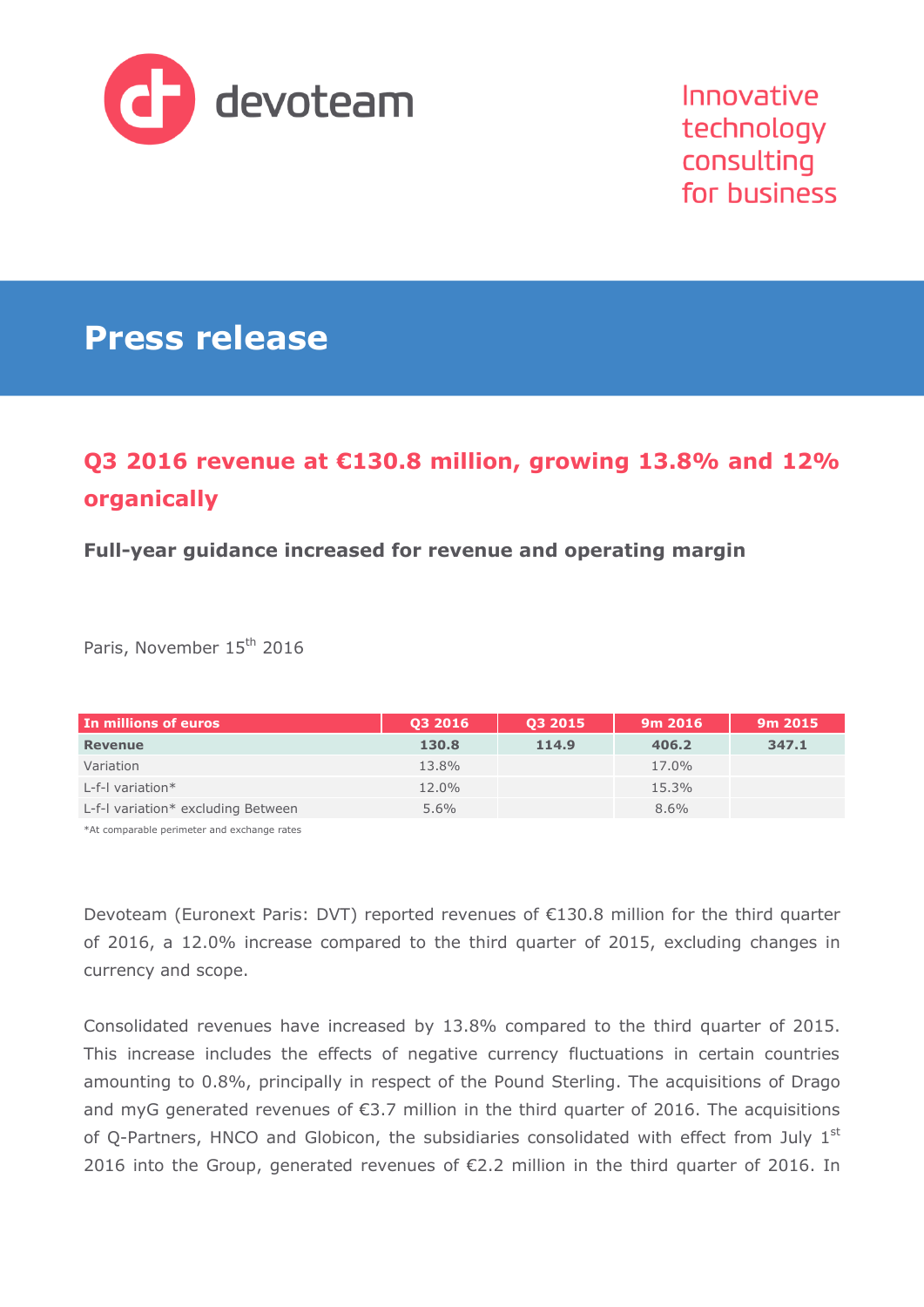devoteam

Innovative technology consulting for business

# Press release

## Q3 2016 revenue at €130.8 million, growing 13.8% and 12% organically

### Full-year guidance increased for revenue and operating margin

Paris, November 15th 2016

| In millions of euros | Q3 2016 | Q3 2015 | 9m 2016 | 9m 2015 |
|---|---|---|---|---|
| **Revenue** | **130.8** | **114.9** | **406.2** | **347.1** |
| Variation | 13.8% | | 17.0% | |
| L-f-l variation* | 12.0% | | 15.3% | |
| L-f-l variation* excluding Between | 5.6% | | 8.6% | |

*At comparable perimeter and exchange rates

Devoteam (Euronext Paris: DVT) reported revenues of €130.8 million for the third quarter of 2016, a 12.0% increase compared to the third quarter of 2015, excluding changes in currency and scope.

Consolidated revenues have increased by 13.8% compared to the third quarter of 2015. This increase includes the effects of negative currency fluctuations in certain countries amounting to 0.8%, principally in respect of the Pound Sterling. The acquisitions of Drago and myG generated revenues of €3.7 million in the third quarter of 2016. The acquisitions of Q-Partners, HNCO and Globicon, the subsidiaries consolidated with effect from July 1st 2016 into the Group, generated revenues of €2.2 million in the third quarter of 2016. In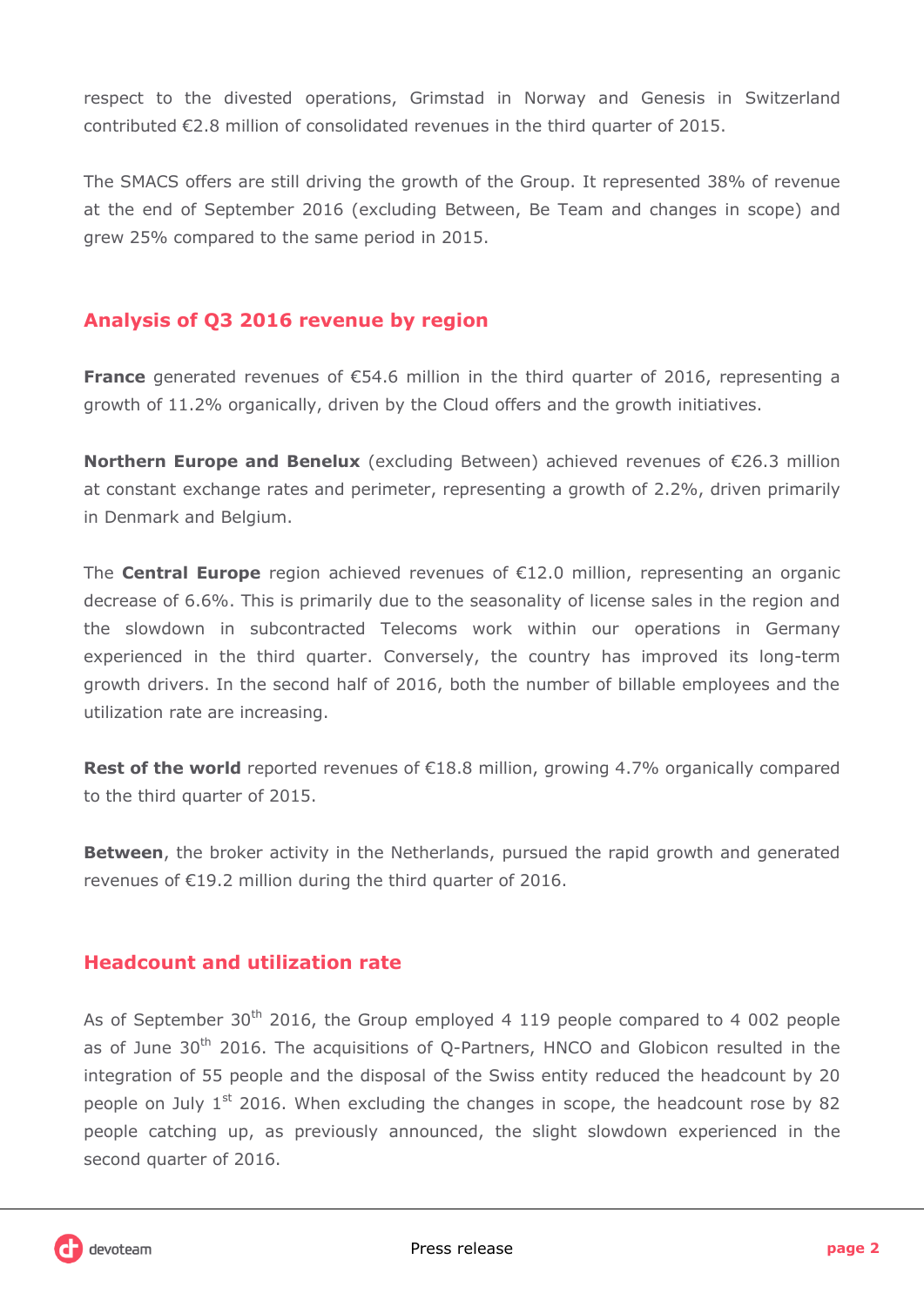respect to the divested operations, Grimstad in Norway and Genesis in Switzerland contributed €2.8 million of consolidated revenues in the third quarter of 2015.

The SMACS offers are still driving the growth of the Group. It represented 38% of revenue at the end of September 2016 (excluding Between, Be Team and changes in scope) and grew 25% compared to the same period in 2015.

## Analysis of Q3 2016 revenue by region

**France** generated revenues of €54.6 million in the third quarter of 2016, representing a growth of 11.2% organically, driven by the Cloud offers and the growth initiatives.

**Northern Europe and Benelux** (excluding Between) achieved revenues of €26.3 million at constant exchange rates and perimeter, representing a growth of 2.2%, driven primarily in Denmark and Belgium.

The **Central Europe** region achieved revenues of €12.0 million, representing an organic decrease of 6.6%. This is primarily due to the seasonality of license sales in the region and the slowdown in subcontracted Telecoms work within our operations in Germany experienced in the third quarter. Conversely, the country has improved its long-term growth drivers. In the second half of 2016, both the number of billable employees and the utilization rate are increasing.

**Rest of the world** reported revenues of €18.8 million, growing 4.7% organically compared to the third quarter of 2015.

**Between**, the broker activity in the Netherlands, pursued the rapid growth and generated revenues of €19.2 million during the third quarter of 2016.

## Headcount and utilization rate

As of September 30th 2016, the Group employed 4 119 people compared to 4 002 people as of June 30th 2016. The acquisitions of Q-Partners, HNCO and Globicon resulted in the integration of 55 people and the disposal of the Swiss entity reduced the headcount by 20 people on July 1st 2016. When excluding the changes in scope, the headcount rose by 82 people catching up, as previously announced, the slight slowdown experienced in the second quarter of 2016.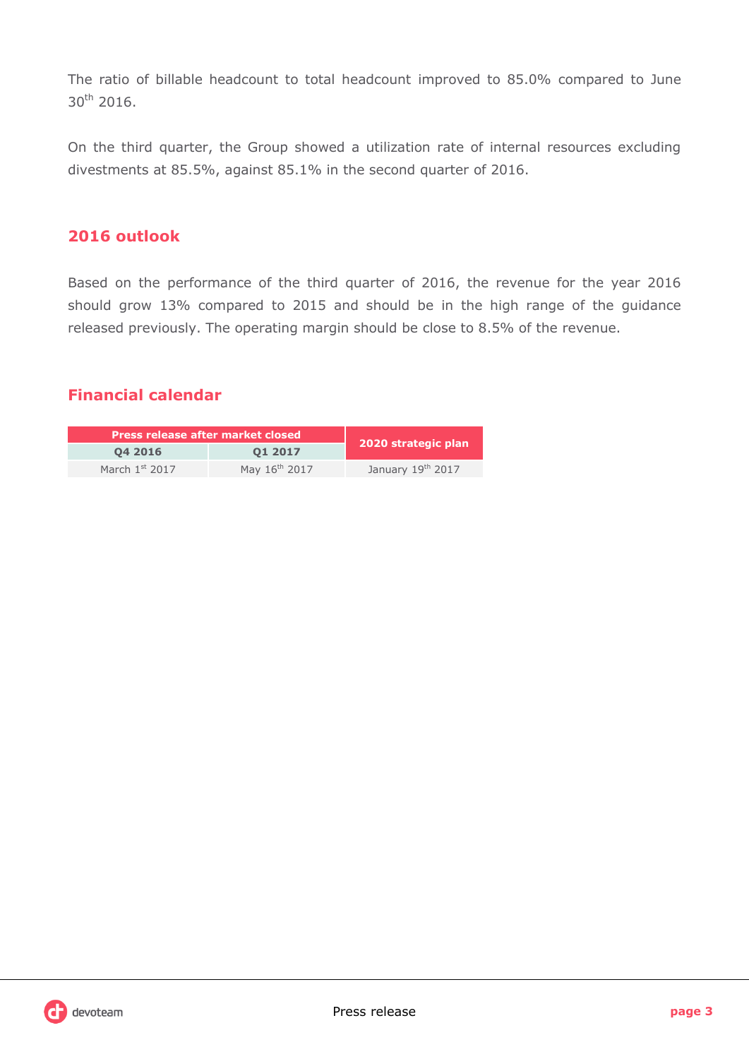The ratio of billable headcount to total headcount improved to 85.0% compared to June 30th 2016.

On the third quarter, the Group showed a utilization rate of internal resources excluding divestments at 85.5%, against 85.1% in the second quarter of 2016.

## 2016 outlook

Based on the performance of the third quarter of 2016, the revenue for the year 2016 should grow 13% compared to 2015 and should be in the high range of the guidance released previously. The operating margin should be close to 8.5% of the revenue.

## Financial calendar

| Press release after market closed | | 2020 strategic plan |
|---|---|---|
| Q4 2016 | Q1 2017 | |
| March 1st 2017 | May 16th 2017 | January 19th 2017 |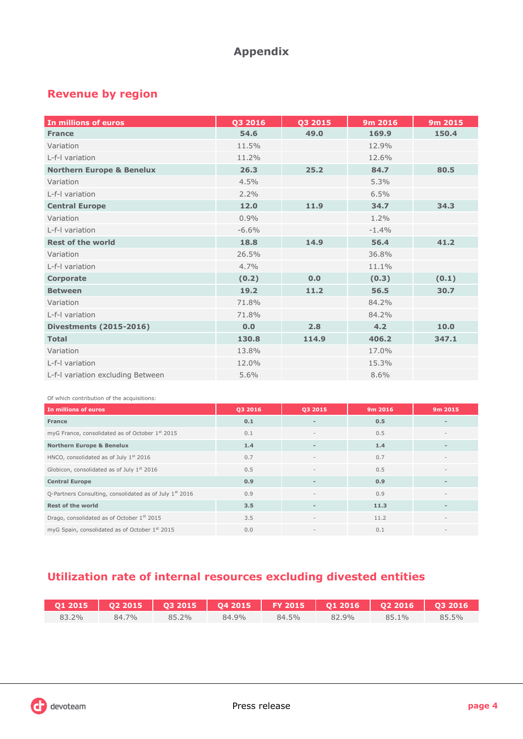# Appendix

## Revenue by region

| In millions of euros | Q3 2016 | Q3 2015 | 9m 2016 | 9m 2015 |
|---|---|---|---|---|
| **France** | **54.6** | **49.0** | **169.9** | **150.4** |
| Variation | 11.5% | | 12.9% | |
| L-f-l variation | 11.2% | | 12.6% | |
| **Northern Europe & Benelux** | **26.3** | **25.2** | **84.7** | **80.5** |
| Variation | 4.5% | | 5.3% | |
| L-f-l variation | 2.2% | | 6.5% | |
| **Central Europe** | **12.0** | **11.9** | **34.7** | **34.3** |
| Variation | 0.9% | | 1.2% | |
| L-f-l variation | -6.6% | | -1.4% | |
| **Rest of the world** | **18.8** | **14.9** | **56.4** | **41.2** |
| Variation | 26.5% | | 36.8% | |
| L-f-l variation | 4.7% | | 11.1% | |
| **Corporate** | **(0.2)** | **0.0** | **(0.3)** | **(0.1)** |
| **Between** | **19.2** | **11.2** | **56.5** | **30.7** |
| Variation | 71.8% | | 84.2% | |
| L-f-l variation | 71.8% | | 84.2% | |
| **Divestments (2015-2016)** | **0.0** | **2.8** | **4.2** | **10.0** |
| **Total** | **130.8** | **114.9** | **406.2** | **347.1** |
| Variation | 13.8% | | 17.0% | |
| L-f-l variation | 12.0% | | 15.3% | |
| L-f-l variation excluding Between | 5.6% | | 8.6% | |

Of which contribution of the acquisitions:

| In millions of euros | Q3 2016 | Q3 2015 | 9m 2016 | 9m 2015 |
|---|---|---|---|---|
| **France** | **0.1** | **-** | **0.5** | **-** |
| myG France, consolidated as of October 1st 2015 | 0.1 | - | 0.5 | - |
| **Northern Europe & Benelux** | **1.4** | **-** | **1.4** | **-** |
| HNCO, consolidated as of July 1st 2016 | 0.7 | - | 0.7 | - |
| Globicon, consolidated as of July 1st 2016 | 0.5 | - | 0.5 | - |
| **Central Europe** | **0.9** | **-** | **0.9** | **-** |
| Q-Partners Consulting, consolidated as of July 1st 2016 | 0.9 | - | 0.9 | - |
| **Rest of the world** | **3.5** | **-** | **11.3** | **-** |
| Drago, consolidated as of October 1st 2015 | 3.5 | - | 11.2 | - |
| myG Spain, consolidated as of October 1st 2015 | 0.0 | - | 0.1 | - |

## Utilization rate of internal resources excluding divested entities

| Q1 2015 | Q2 2015 | Q3 2015 | Q4 2015 | FY 2015 | Q1 2016 | Q2 2016 | Q3 2016 |
|---|---|---|---|---|---|---|---|
| 83.2% | 84.7% | 85.2% | 84.9% | 84.5% | 82.9% | 85.1% | 85.5% |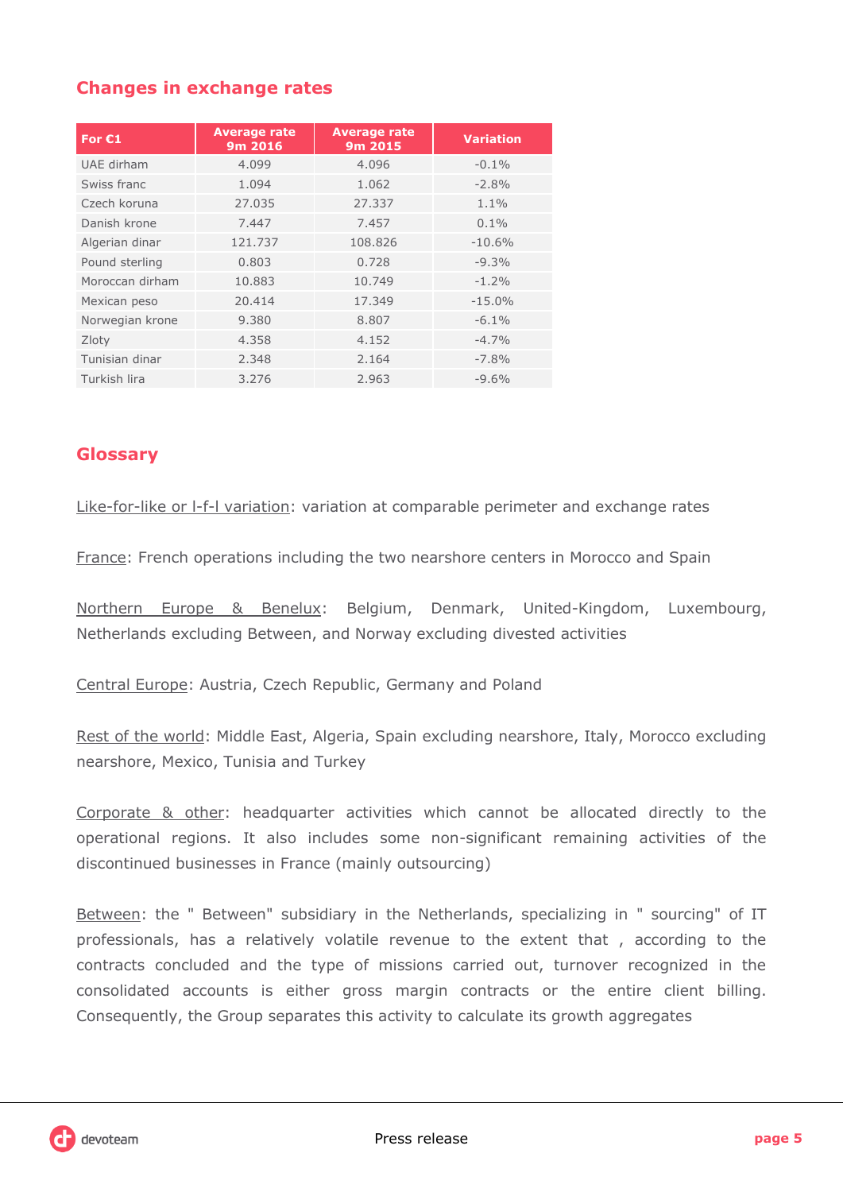## Changes in exchange rates

| For €1 | Average rate 9m 2016 | Average rate 9m 2015 | Variation |
|---|---|---|---|
| UAE dirham | 4.099 | 4.096 | -0.1% |
| Swiss franc | 1.094 | 1.062 | -2.8% |
| Czech koruna | 27.035 | 27.337 | 1.1% |
| Danish krone | 7.447 | 7.457 | 0.1% |
| Algerian dinar | 121.737 | 108.826 | -10.6% |
| Pound sterling | 0.803 | 0.728 | -9.3% |
| Moroccan dirham | 10.883 | 10.749 | -1.2% |
| Mexican peso | 20.414 | 17.349 | -15.0% |
| Norwegian krone | 9.380 | 8.807 | -6.1% |
| Zloty | 4.358 | 4.152 | -4.7% |
| Tunisian dinar | 2.348 | 2.164 | -7.8% |
| Turkish lira | 3.276 | 2.963 | -9.6% |

## Glossary

Like-for-like or l-f-l variation: variation at comparable perimeter and exchange rates

France: French operations including the two nearshore centers in Morocco and Spain

Northern Europe & Benelux: Belgium, Denmark, United-Kingdom, Luxembourg, Netherlands excluding Between, and Norway excluding divested activities

Central Europe: Austria, Czech Republic, Germany and Poland

Rest of the world: Middle East, Algeria, Spain excluding nearshore, Italy, Morocco excluding nearshore, Mexico, Tunisia and Turkey

Corporate & other: headquarter activities which cannot be allocated directly to the operational regions. It also includes some non-significant remaining activities of the discontinued businesses in France (mainly outsourcing)

Between: the " Between" subsidiary in the Netherlands, specializing in " sourcing" of IT professionals, has a relatively volatile revenue to the extent that , according to the contracts concluded and the type of missions carried out, turnover recognized in the consolidated accounts is either gross margin contracts or the entire client billing. Consequently, the Group separates this activity to calculate its growth aggregates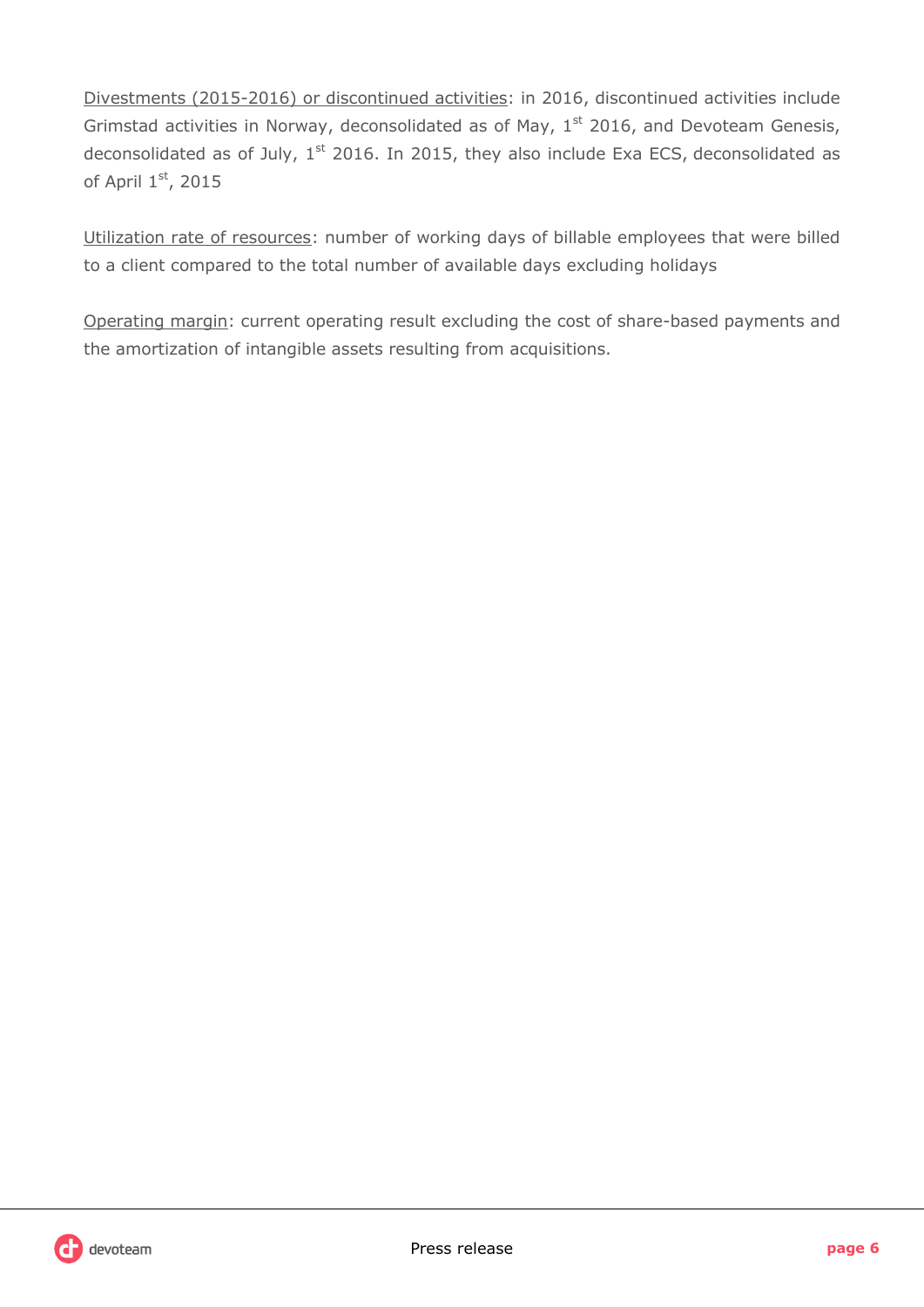<u>Divestments (2015-2016) or discontinued activities</u>: in 2016, discontinued activities include Grimstad activities in Norway, deconsolidated as of May, 1st 2016, and Devoteam Genesis, deconsolidated as of July, 1st 2016. In 2015, they also include Exa ECS, deconsolidated as of April 1st, 2015

<u>Utilization rate of resources</u>: number of working days of billable employees that were billed to a client compared to the total number of available days excluding holidays

<u>Operating margin</u>: current operating result excluding the cost of share-based payments and the amortization of intangible assets resulting from acquisitions.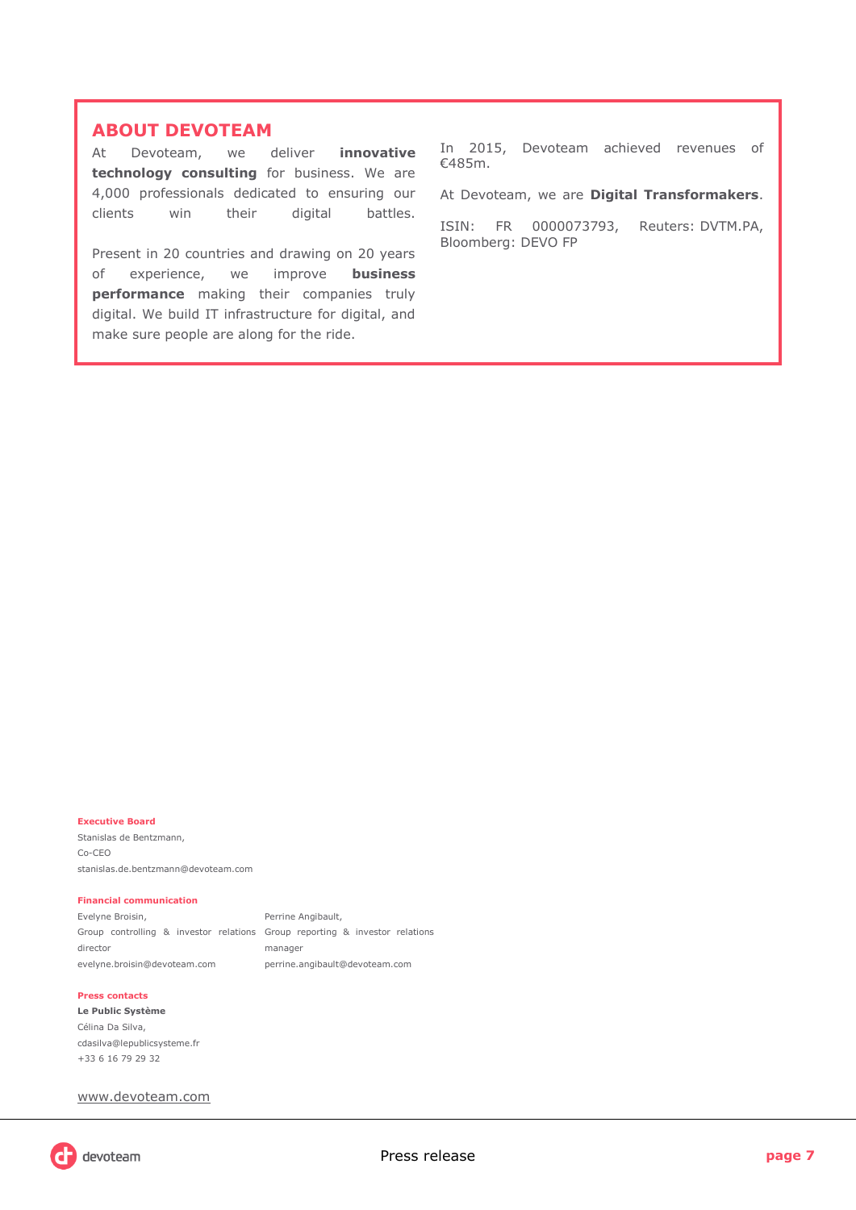## ABOUT DEVOTEAM

At Devoteam, we deliver **innovative technology consulting** for business. We are 4,000 professionals dedicated to ensuring our clients win their digital battles.

Present in 20 countries and drawing on 20 years of experience, we improve **business performance** making their companies truly digital. We build IT infrastructure for digital, and make sure people are along for the ride.

In 2015, Devoteam achieved revenues of €485m.

At Devoteam, we are **Digital Transformakers**.

ISIN: FR 0000073793, Reuters: DVTM.PA, Bloomberg: DEVO FP

**Executive Board**

Stanislas de Bentzmann,
Co-CEO
stanislas.de.bentzmann@devoteam.com

**Financial communication**

Evelyne Broisin,
Group controlling & investor relations director
evelyne.broisin@devoteam.com

Perrine Angibault,
Group reporting & investor relations manager
perrine.angibault@devoteam.com

**Press contacts**

**Le Public Système**
Célina Da Silva,
cdasilva@lepublicsysteme.fr
+33 6 16 79 29 32

www.devoteam.com